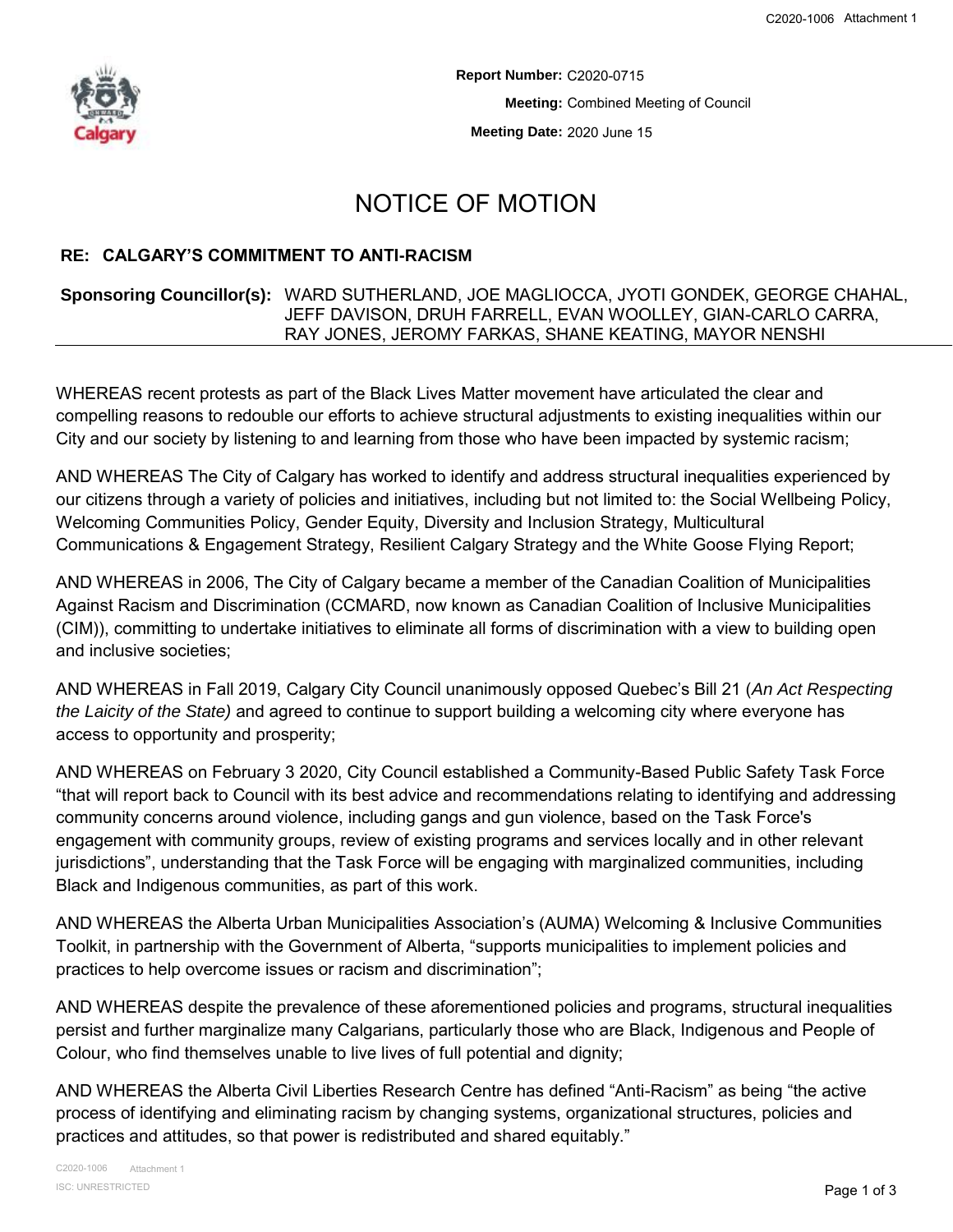**Report Number:** C2020-0715

**Meeting:** Combined Meeting of Council

**Meeting Date:** 2020 June 15

# NOTICE OF MOTION

## RE: CALGARY'S COMMITMENT TO ANTI-RACISM

**Sponsoring Councillor(s):** WARD SUTHERLAND, JOE MAGLIOCCA, JYOTI GONDEK, GEORGE CHAHAL, JEFF DAVISON, DRUH FARRELL, EVAN WOOLLEY, GIAN-CARLO CARRA, RAY JONES, JEROMY FARKAS, SHANE KEATING, MAYOR NENSHI

---

WHEREAS recent protests as part of the Black Lives Matter movement have articulated the clear and compelling reasons to redouble our efforts to achieve structural adjustments to existing inequalities within our City and our society by listening to and learning from those who have been impacted by systemic racism;

AND WHEREAS The City of Calgary has worked to identify and address structural inequalities experienced by our citizens through a variety of policies and initiatives, including but not limited to: the Social Wellbeing Policy, Welcoming Communities Policy, Gender Equity, Diversity and Inclusion Strategy, Multicultural Communications & Engagement Strategy, Resilient Calgary Strategy and the White Goose Flying Report;

AND WHEREAS in 2006, The City of Calgary became a member of the Canadian Coalition of Municipalities Against Racism and Discrimination (CCMARD, now known as Canadian Coalition of Inclusive Municipalities (CIM)), committing to undertake initiatives to eliminate all forms of discrimination with a view to building open and inclusive societies;

AND WHEREAS in Fall 2019, Calgary City Council unanimously opposed Quebec's Bill 21 (*An Act Respecting the Laicity of the State)* and agreed to continue to support building a welcoming city where everyone has access to opportunity and prosperity;

AND WHEREAS on February 3 2020, City Council established a Community-Based Public Safety Task Force "that will report back to Council with its best advice and recommendations relating to identifying and addressing community concerns around violence, including gangs and gun violence, based on the Task Force's engagement with community groups, review of existing programs and services locally and in other relevant jurisdictions", understanding that the Task Force will be engaging with marginalized communities, including Black and Indigenous communities, as part of this work.

AND WHEREAS the Alberta Urban Municipalities Association's (AUMA) Welcoming & Inclusive Communities Toolkit, in partnership with the Government of Alberta, "supports municipalities to implement policies and practices to help overcome issues or racism and discrimination";

AND WHEREAS despite the prevalence of these aforementioned policies and programs, structural inequalities persist and further marginalize many Calgarians, particularly those who are Black, Indigenous and People of Colour, who find themselves unable to live lives of full potential and dignity;

AND WHEREAS the Alberta Civil Liberties Research Centre has defined "Anti-Racism" as being "the active process of identifying and eliminating racism by changing systems, organizational structures, policies and practices and attitudes, so that power is redistributed and shared equitably."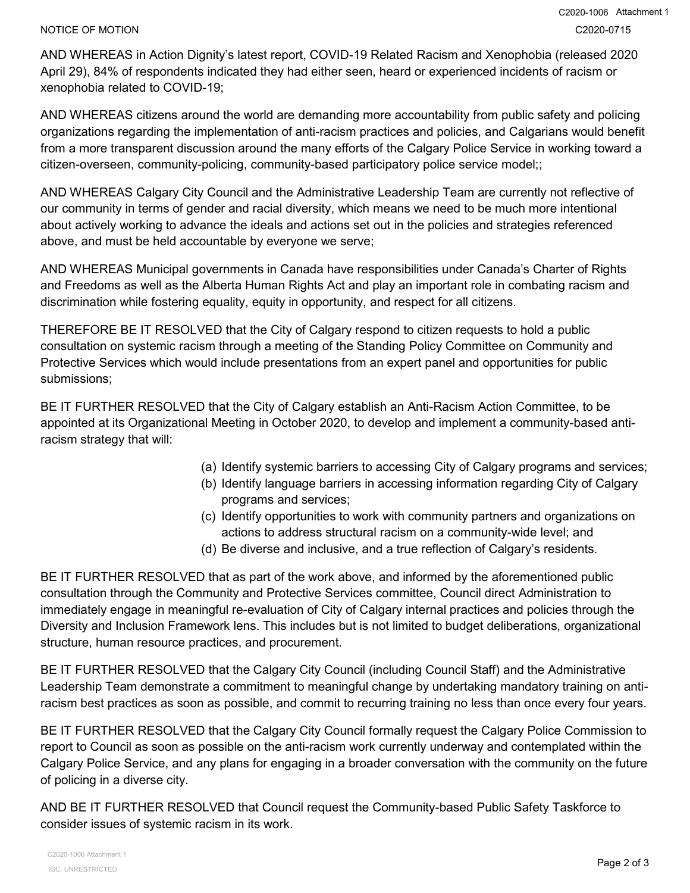NOTICE OF MOTION

AND WHEREAS in Action Dignity's latest report, COVID-19 Related Racism and Xenophobia (released 2020 April 29), 84% of respondents indicated they had either seen, heard or experienced incidents of racism or xenophobia related to COVID-19;

AND WHEREAS citizens around the world are demanding more accountability from public safety and policing organizations regarding the implementation of anti-racism practices and policies, and Calgarians would benefit from a more transparent discussion around the many efforts of the Calgary Police Service in working toward a citizen-overseen, community-policing, community-based participatory police service model;;

AND WHEREAS Calgary City Council and the Administrative Leadership Team are currently not reflective of our community in terms of gender and racial diversity, which means we need to be much more intentional about actively working to advance the ideals and actions set out in the policies and strategies referenced above, and must be held accountable by everyone we serve;

AND WHEREAS Municipal governments in Canada have responsibilities under Canada's Charter of Rights and Freedoms as well as the Alberta Human Rights Act and play an important role in combating racism and discrimination while fostering equality, equity in opportunity, and respect for all citizens.

THEREFORE BE IT RESOLVED that the City of Calgary respond to citizen requests to hold a public consultation on systemic racism through a meeting of the Standing Policy Committee on Community and Protective Services which would include presentations from an expert panel and opportunities for public submissions;

BE IT FURTHER RESOLVED that the City of Calgary establish an Anti-Racism Action Committee, to be appointed at its Organizational Meeting in October 2020, to develop and implement a community-based anti-racism strategy that will:

(a) Identify systemic barriers to accessing City of Calgary programs and services;
(b) Identify language barriers in accessing information regarding City of Calgary programs and services;
(c) Identify opportunities to work with community partners and organizations on actions to address structural racism on a community-wide level; and
(d) Be diverse and inclusive, and a true reflection of Calgary's residents.

BE IT FURTHER RESOLVED that as part of the work above, and informed by the aforementioned public consultation through the Community and Protective Services committee, Council direct Administration to immediately engage in meaningful re-evaluation of City of Calgary internal practices and policies through the Diversity and Inclusion Framework lens. This includes but is not limited to budget deliberations, organizational structure, human resource practices, and procurement.

BE IT FURTHER RESOLVED that the Calgary City Council (including Council Staff) and the Administrative Leadership Team demonstrate a commitment to meaningful change by undertaking mandatory training on anti-racism best practices as soon as possible, and commit to recurring training no less than once every four years.

BE IT FURTHER RESOLVED that the Calgary City Council formally request the Calgary Police Commission to report to Council as soon as possible on the anti-racism work currently underway and contemplated within the Calgary Police Service, and any plans for engaging in a broader conversation with the community on the future of policing in a diverse city.

AND BE IT FURTHER RESOLVED that Council request the Community-based Public Safety Taskforce to consider issues of systemic racism in its work.